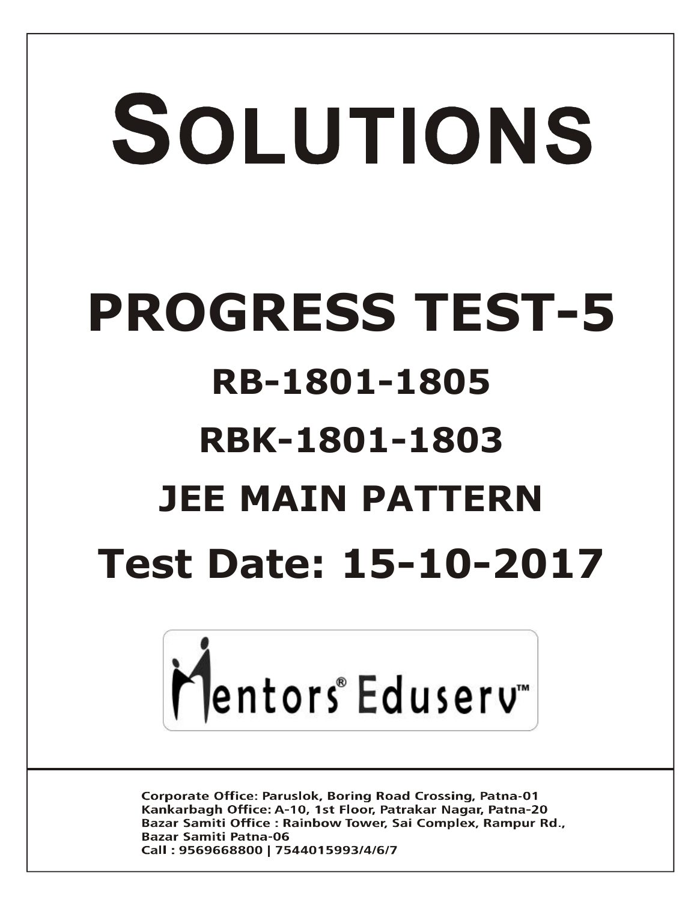# SOLUTIONS

# PROGRESS TEST-5

## RB-1801-1805

## RBK-1801-1803

## JEE MAIN PATTERN

## Test Date: 15-10-2017

Mentors® Eduserv™

Corporate Office: Paruslok, Boring Road Crossing, Patna-01
Kankarbagh Office: A-10, 1st Floor, Patrakar Nagar, Patna-20
Bazar Samiti Office : Rainbow Tower, Sai Complex, Rampur Rd., Bazar Samiti Patna-06
Call : 9569668800 | 7544015993/4/6/7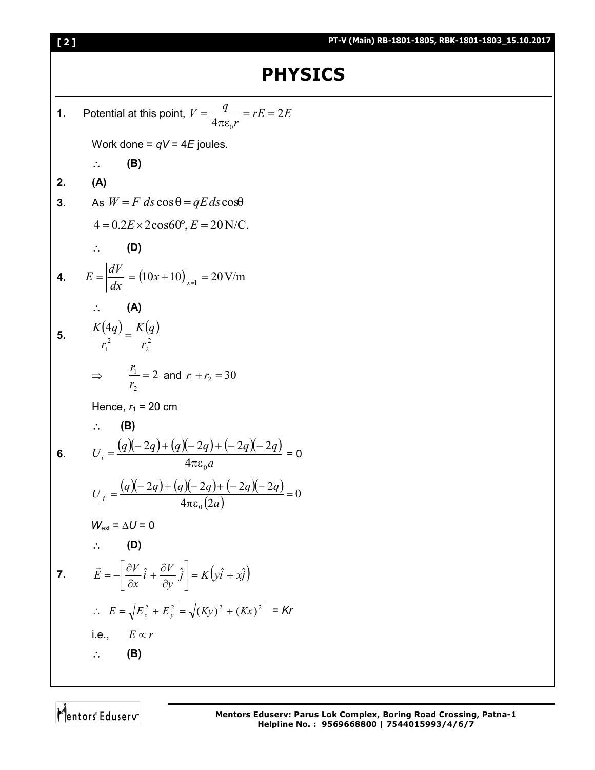# PHYSICS

**1.** Potential at this point, $V = \dfrac{q}{4\pi\varepsilon_0 r} = rE = 2E$

Work done = $qV$ = $4E$ joules.

$\therefore$ **(B)**

**2.** **(A)**

**3.** As $W = F\,ds\cos\theta = qE\,ds\cos\theta$

$4 = 0.2E \times 2\cos 60°, E = 20\,\text{N/C}.$

$\therefore$ **(D)**

**4.** $E = \left|\dfrac{dV}{dx}\right| = (10x + 10)\Big|_{x=1} = 20\,\text{V/m}$

$\therefore$ **(A)**

**5.** $\dfrac{K(4q)}{r_1^2} = \dfrac{K(q)}{r_2^2}$

$\Rightarrow \quad \dfrac{r_1}{r_2} = 2$ and $r_1 + r_2 = 30$

Hence, $r_1$ = 20 cm

$\therefore$ **(B)**

**6.** $U_i = \dfrac{(q)(-2q) + (q)(-2q) + (-2q)(-2q)}{4\pi\varepsilon_0 a} = 0$

$U_f = \dfrac{(q)(-2q) + (q)(-2q) + (-2q)(-2q)}{4\pi\varepsilon_0 (2a)} = 0$

$W_{ext} = \Delta U = 0$

$\therefore$ **(D)**

**7.** $\vec{E} = -\left[\dfrac{\partial V}{\partial x}\hat{i} + \dfrac{\partial V}{\partial y}\hat{j}\right] = K\left(y\hat{i} + x\hat{j}\right)$

$\therefore \; E = \sqrt{E_x^2 + E_y^2} = \sqrt{(Ky)^2 + (Kx)^2} = Kr$

i.e., $\quad E \propto r$

$\therefore$ **(B)**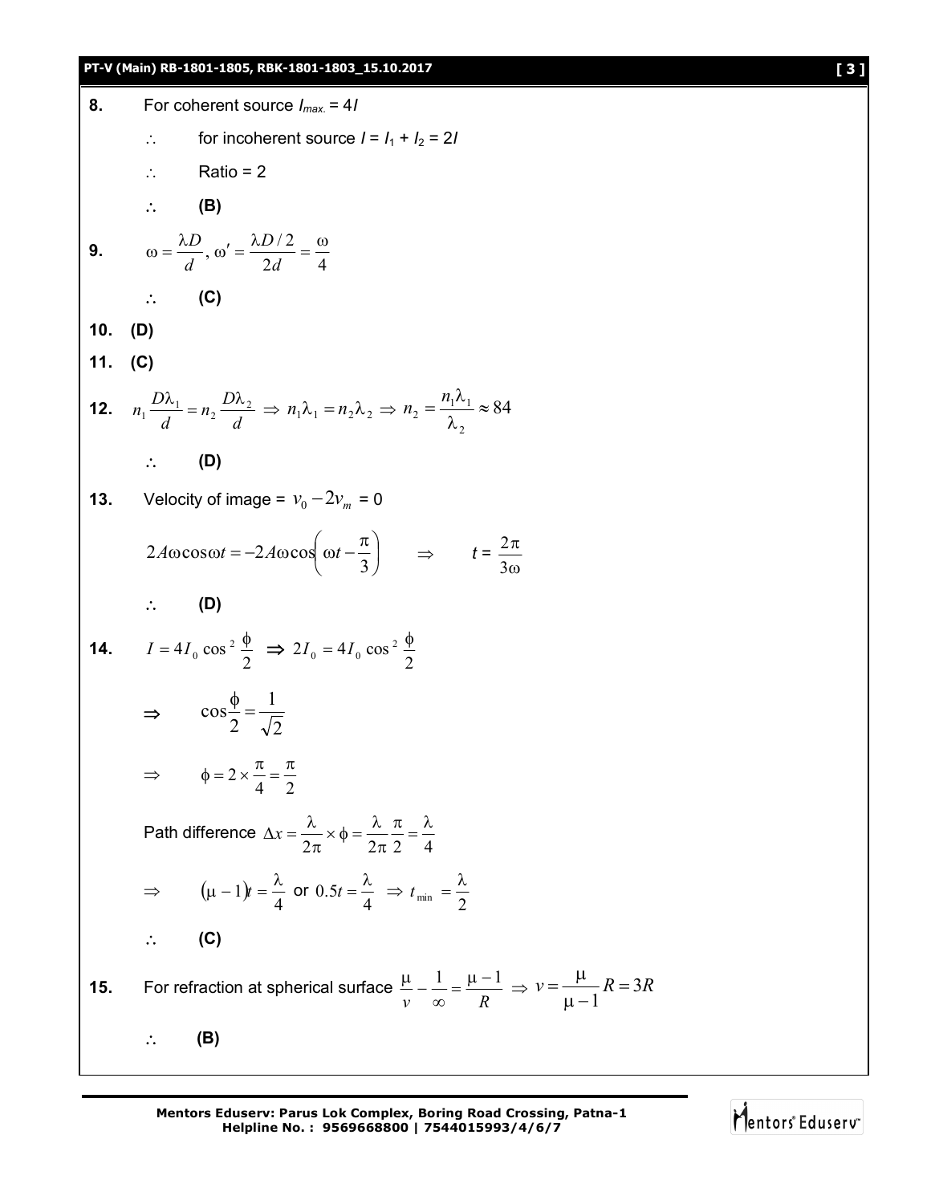**8.** For coherent source $I_{max.} = 4I$

$\therefore$ for incoherent source $I = I_1 + I_2 = 2I$

$\therefore$ Ratio = 2

$\therefore$ **(B)**

**9.** $\omega = \dfrac{\lambda D}{d},\ \omega' = \dfrac{\lambda D/2}{2d} = \dfrac{\omega}{4}$

$\therefore$ **(C)**

**10. (D)**

**11. (C)**

**12.** $n_1 \dfrac{D\lambda_1}{d} = n_2 \dfrac{D\lambda_2}{d} \Rightarrow n_1\lambda_1 = n_2\lambda_2 \Rightarrow n_2 = \dfrac{n_1\lambda_1}{\lambda_2} \approx 84$

$\therefore$ **(D)**

**13.** Velocity of image = $v_0 - 2v_m$ = 0

$$2A\omega\cos\omega t = -2A\omega\cos\left(\omega t - \frac{\pi}{3}\right) \quad \Rightarrow \quad t = \frac{2\pi}{3\omega}$$

$\therefore$ **(D)**

**14.** $I = 4I_0\cos^2\dfrac{\phi}{2} \Rightarrow 2I_0 = 4I_0\cos^2\dfrac{\phi}{2}$

$\Rightarrow \quad \cos\dfrac{\phi}{2} = \dfrac{1}{\sqrt{2}}$

$\Rightarrow \quad \phi = 2\times\dfrac{\pi}{4} = \dfrac{\pi}{2}$

Path difference $\Delta x = \dfrac{\lambda}{2\pi}\times\phi = \dfrac{\lambda}{2\pi}\dfrac{\pi}{2} = \dfrac{\lambda}{4}$

$\Rightarrow \quad (\mu - 1)t = \dfrac{\lambda}{4}$ or $0.5t = \dfrac{\lambda}{4} \Rightarrow t_{\min} = \dfrac{\lambda}{2}$

$\therefore$ **(C)**

**15.** For refraction at spherical surface $\dfrac{\mu}{v} - \dfrac{1}{\infty} = \dfrac{\mu - 1}{R} \Rightarrow v = \dfrac{\mu}{\mu - 1}R = 3R$

$\therefore$ **(B)**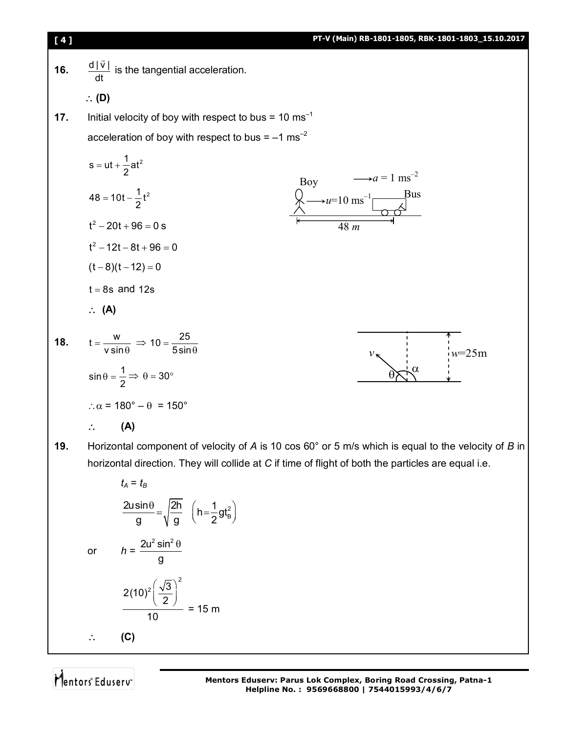**16.** $\frac{d|\vec{v}|}{dt}$ is the tangential acceleration.

$\therefore$ **(D)**

**17.** Initial velocity of boy with respect to bus = 10 ms$^{-1}$

acceleration of boy with respect to bus = –1 ms$^{-2}$

$$s = ut + \frac{1}{2}at^2$$

$$48 = 10t - \frac{1}{2}t^2$$

$$t^2 - 20t + 96 = 0 \text{ s}$$

$$t^2 - 12t - 8t + 96 = 0$$

$$(t-8)(t-12) = 0$$

$t = 8\text{s}$ and $12\text{s}$

$\therefore$ **(A)**

**18.** $t = \frac{w}{v\sin\theta} \Rightarrow 10 = \frac{25}{5\sin\theta}$

$\sin\theta = \frac{1}{2} \Rightarrow \theta = 30°$

$\therefore \alpha = 180° - \theta = 150°$

$\therefore$ **(A)**

**19.** Horizontal component of velocity of *A* is 10 cos 60° or 5 m/s which is equal to the velocity of *B* in horizontal direction. They will collide at *C* if time of flight of both the particles are equal i.e.

$$t_A = t_B$$

$$\frac{2u\sin\theta}{g} = \sqrt{\frac{2h}{g}} \quad \left(h = \frac{1}{2}gt_B^2\right)$$

or $$h = \frac{2u^2\sin^2\theta}{g}$$

$$\frac{2(10)^2\left(\frac{\sqrt{3}}{2}\right)^2}{10} = 15 \text{ m}$$

$\therefore$ **(C)**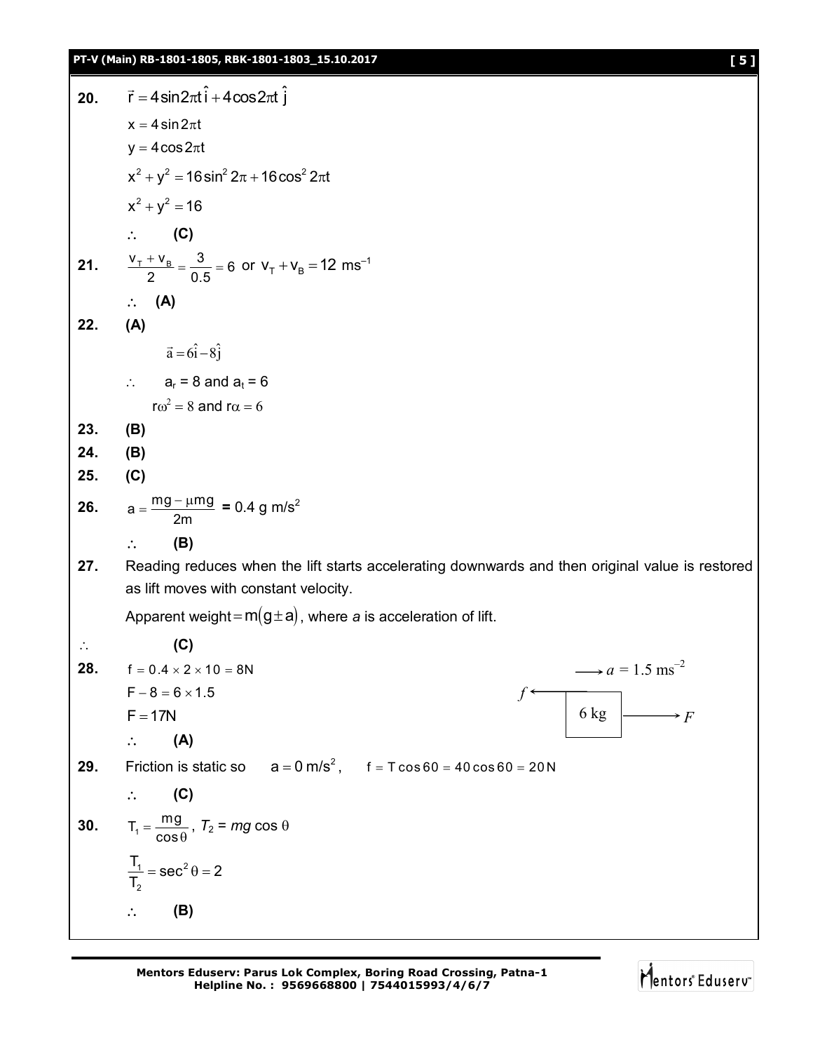**20.** $\vec{r} = 4\sin 2\pi t\,\hat{i} + 4\cos 2\pi t\,\hat{j}$

$x = 4\sin 2\pi t$

$y = 4\cos 2\pi t$

$x^2 + y^2 = 16\sin^2 2\pi + 16\cos^2 2\pi t$

$x^2 + y^2 = 16$

$\therefore$ **(C)**

**21.** $\frac{v_T + v_B}{2} = \frac{3}{0.5} = 6$ or $v_T + v_B = 12\ \text{ms}^{-1}$

$\therefore$ **(A)**

**22.** **(A)**

$\vec{a} = 6\hat{i} - 8\hat{j}$

$\therefore$ $a_r = 8$ and $a_t = 6$

$r\omega^2 = 8$ and $r\alpha = 6$

**23.** **(B)**

**24.** **(B)**

**25.** **(C)**

**26.** $a = \frac{mg - \mu mg}{2m}$ **=** 0.4 g m/s$^2$

$\therefore$ **(B)**

**27.** Reading reduces when the lift starts accelerating downwards and then original value is restored as lift moves with constant velocity.

Apparent weight $= m(g \pm a)$, where *a* is acceleration of lift.

$\therefore$ **(C)**

**28.** $f = 0.4 \times 2 \times 10 = 8\text{N}$

$F - 8 = 6 \times 1.5$

$F = 17\text{N}$

$\therefore$ **(A)**

($a = 1.5\ \text{ms}^{-2}$; block of 6 kg with friction $f$ to the left and force $F$ to the right)

**29.** Friction is static so $a = 0\ \text{m/s}^2$, $f = T\cos 60 = 40\cos 60 = 20\,\text{N}$

$\therefore$ **(C)**

**30.** $T_1 = \frac{mg}{\cos\theta}$, $T_2 = mg\cos\theta$

$\frac{T_1}{T_2} = \sec^2\theta = 2$

$\therefore$ **(B)**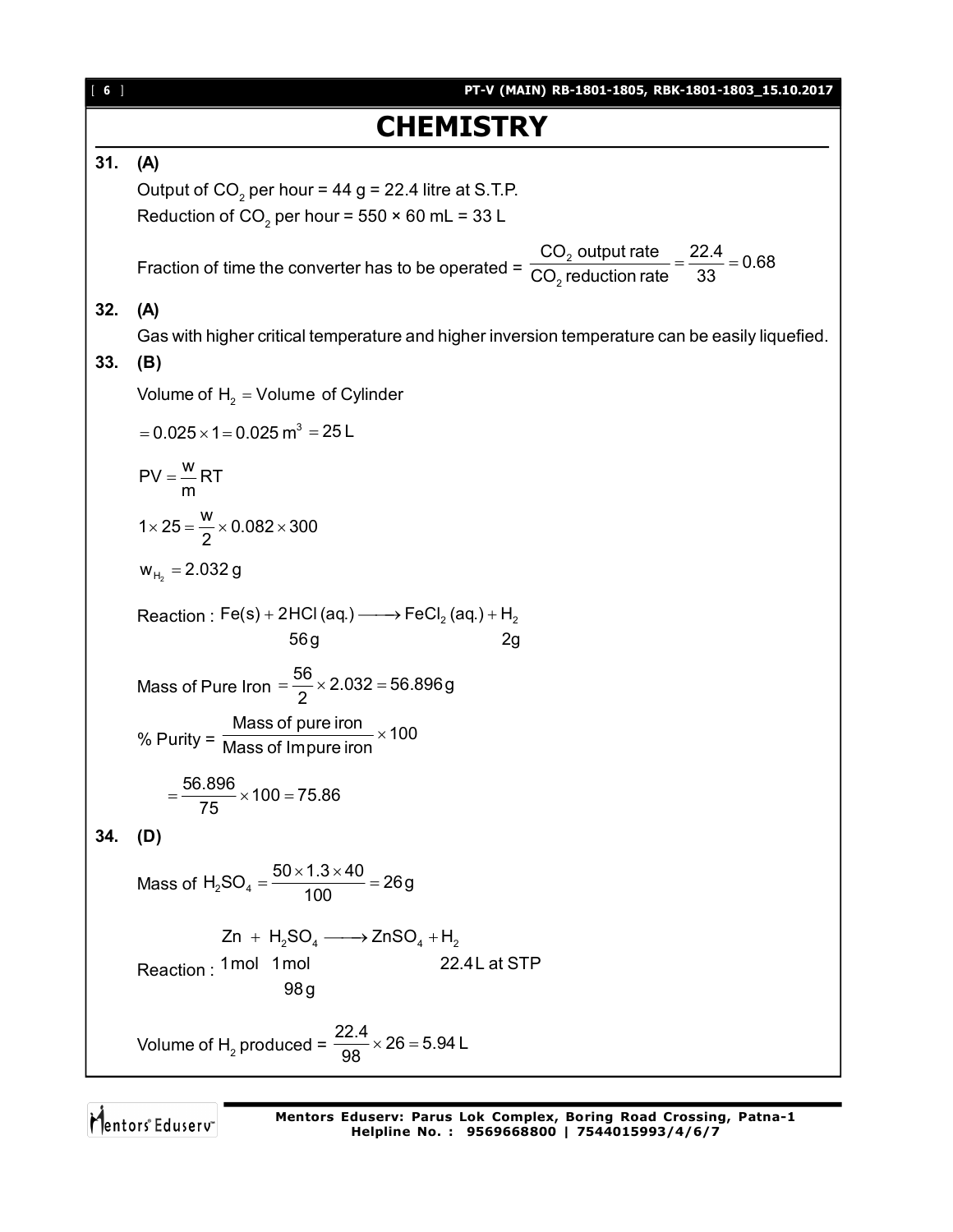# CHEMISTRY

**31. (A)**

Output of $CO_2$ per hour = 44 g = 22.4 litre at S.T.P.

Reduction of $CO_2$ per hour = 550 × 60 mL = 33 L

Fraction of time the converter has to be operated = $\dfrac{CO_2 \text{ output rate}}{CO_2 \text{ reduction rate}} = \dfrac{22.4}{33} = 0.68$

**32. (A)**

Gas with higher critical temperature and higher inversion temperature can be easily liquefied.

**33. (B)**

Volume of $H_2$ = Volume of Cylinder

$= 0.025 \times 1 = 0.025\ m^3 = 25\ L$

$$PV = \frac{w}{m}RT$$

$$1 \times 25 = \frac{w}{2} \times 0.082 \times 300$$

$$w_{H_2} = 2.032\ g$$

Reaction : $\underset{56\,g}{Fe(s)} + 2HCl(aq.) \longrightarrow FeCl_2(aq.) + \underset{2g}{H_2}$

Mass of Pure Iron $= \dfrac{56}{2} \times 2.032 = 56.896\,g$

% Purity = $\dfrac{\text{Mass of pure iron}}{\text{Mass of Impure iron}} \times 100$

$$= \frac{56.896}{75} \times 100 = 75.86$$

**34. (D)**

Mass of $H_2SO_4 = \dfrac{50 \times 1.3 \times 40}{100} = 26\,g$

Reaction : $\underset{1\,mol}{Zn} + \underset{\substack{1\,mol \\ 98\,g}}{H_2SO_4} \longrightarrow ZnSO_4 + \underset{22.4\,L \text{ at STP}}{H_2}$

Volume of $H_2$ produced = $\dfrac{22.4}{98} \times 26 = 5.94\ L$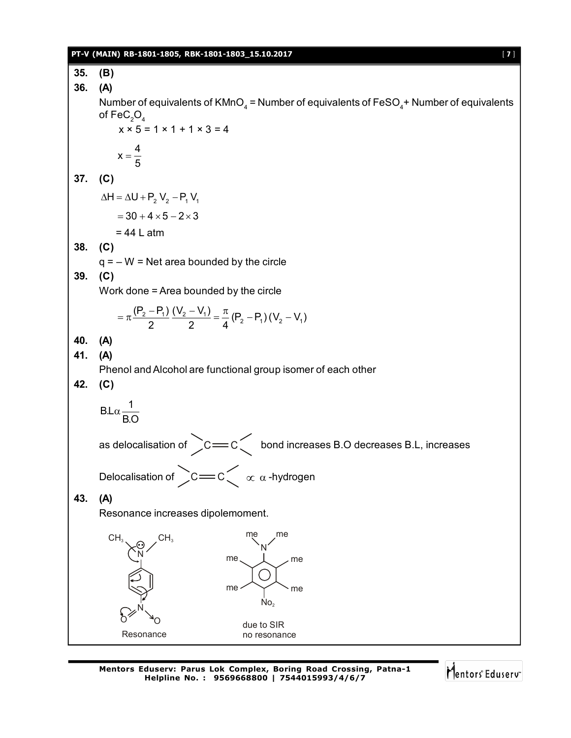**35. (B)**

**36. (A)**

Number of equivalents of $KMnO_4$ = Number of equivalents of $FeSO_4$+ Number of equivalents of $FeC_2O_4$

$$x \times 5 = 1 \times 1 + 1 \times 3 = 4$$

$$x = \frac{4}{5}$$

**37. (C)**

$$\Delta H = \Delta U + P_2 V_2 - P_1 V_1$$

$$= 30 + 4 \times 5 - 2 \times 3$$

= 44 L atm

**38. (C)**

q = – W = Net area bounded by the circle

**39. (C)**

Work done = Area bounded by the circle

$$= \pi \frac{(P_2 - P_1)}{2} \frac{(V_2 - V_1)}{2} = \frac{\pi}{4}(P_2 - P_1)(V_2 - V_1)$$

**40. (A)**

**41. (A)**

Phenol and Alcohol are functional group isomer of each other

**42. (C)**

$$B.L \propto \frac{1}{B.O}$$

as delocalisation of $>C=C<$ bond increases B.O decreases B.L, increases

Delocalisation of $>C=C< \ \propto \ \alpha$-hydrogen

**43. (A)**

Resonance increases dipolemoment.

Resonance — due to SIR no resonance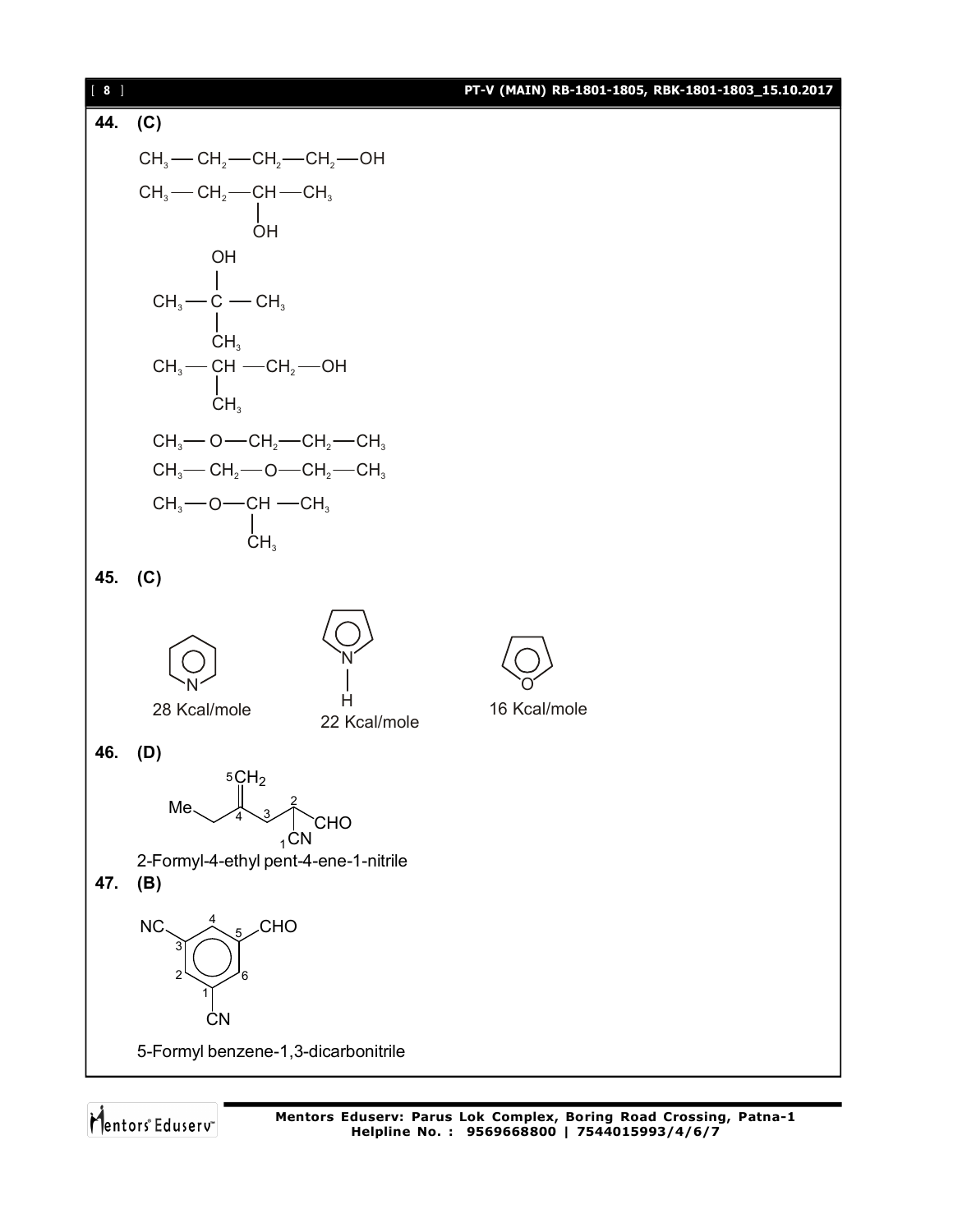**44. (C)**

$CH_3 — CH_2 — CH_2 — CH_2 — OH$

$CH_3 — CH_2 — CH(OH) — CH_3$

$CH_3 — C(OH)(CH_3) — CH_3$

$CH_3 — CH(CH_3) — CH_2 — OH$

$CH_3 — O — CH_2 — CH_2 — CH_3$

$CH_3 — CH_2 — O — CH_2 — CH_3$

$CH_3 — O — CH(CH_3) — CH_3$

**45. (C)**

Pyridine: 28 Kcal/mole

Pyrrole: 22 Kcal/mole

Furan: 16 Kcal/mole

**46. (D)**

Me–$CH_2$–$C_4$(=$^5CH_2$)–$^3CH_2$–$^2CH$(CHO)–$^1CN$

2-Formyl-4-ethyl pent-4-ene-1-nitrile

**47. (B)**

Benzene ring with CN at C-1, CN at C-3, CHO at C-5

5-Formyl benzene-1,3-dicarbonitrile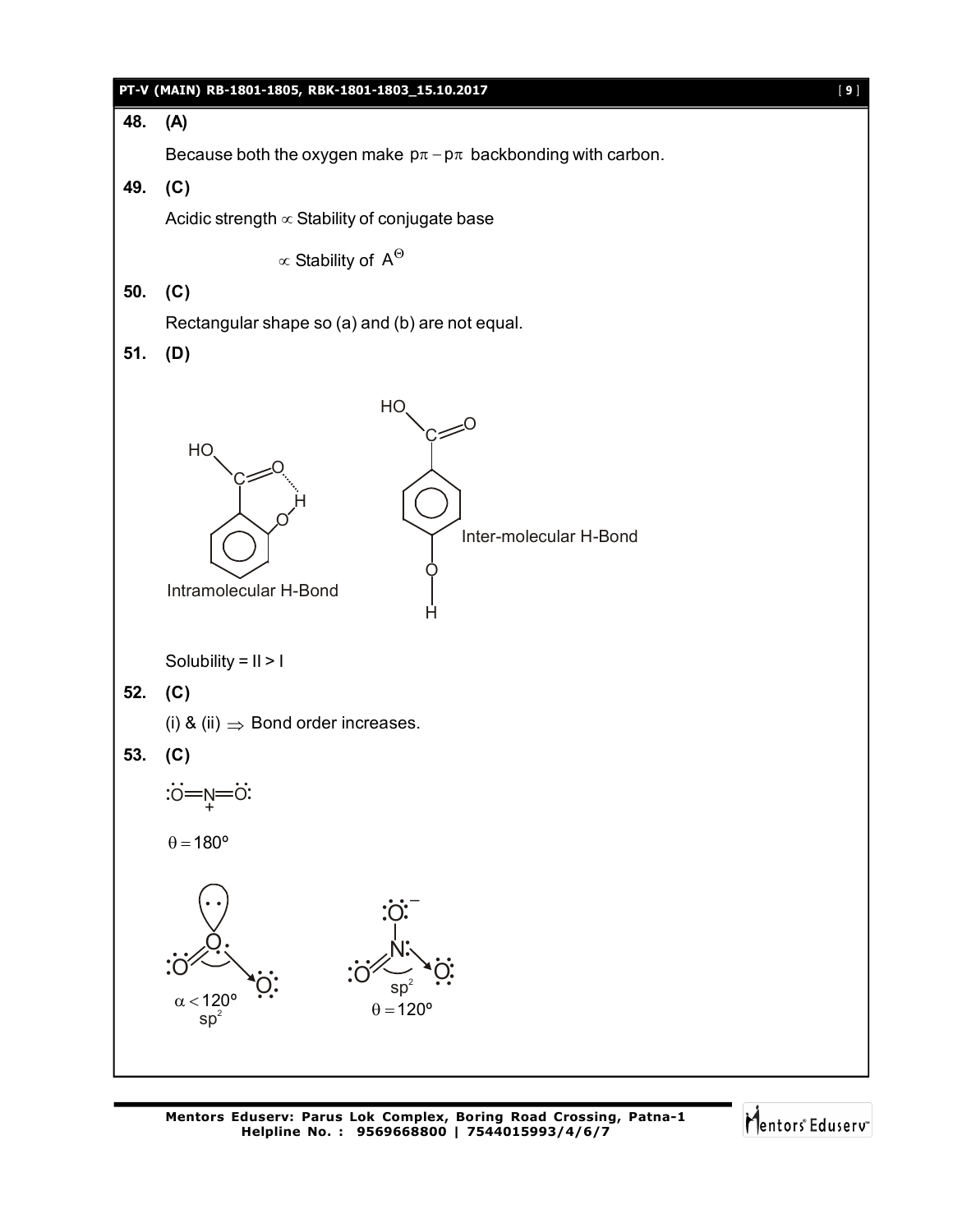**48. (A)**

Because both the oxygen make $p\pi - p\pi$ backbonding with carbon.

**49. (C)**

Acidic strength $\propto$ Stability of conjugate base

$\propto$ Stability of $A^{\Theta}$

**50. (C)**

Rectangular shape so (a) and (b) are not equal.

**51. (D)**

Intramolecular H-Bond

Inter-molecular H-Bond

Solubility = II > I

**52. (C)**

(i) & (ii) $\Rightarrow$ Bond order increases.

**53. (C)**

$:\ddot{O}=\overset{+}{N}=\ddot{O}:$

$\theta = 180^{o}$

$\alpha < 120^{o}$
$sp^{2}$

$sp^{2}$
$\theta = 120^{o}$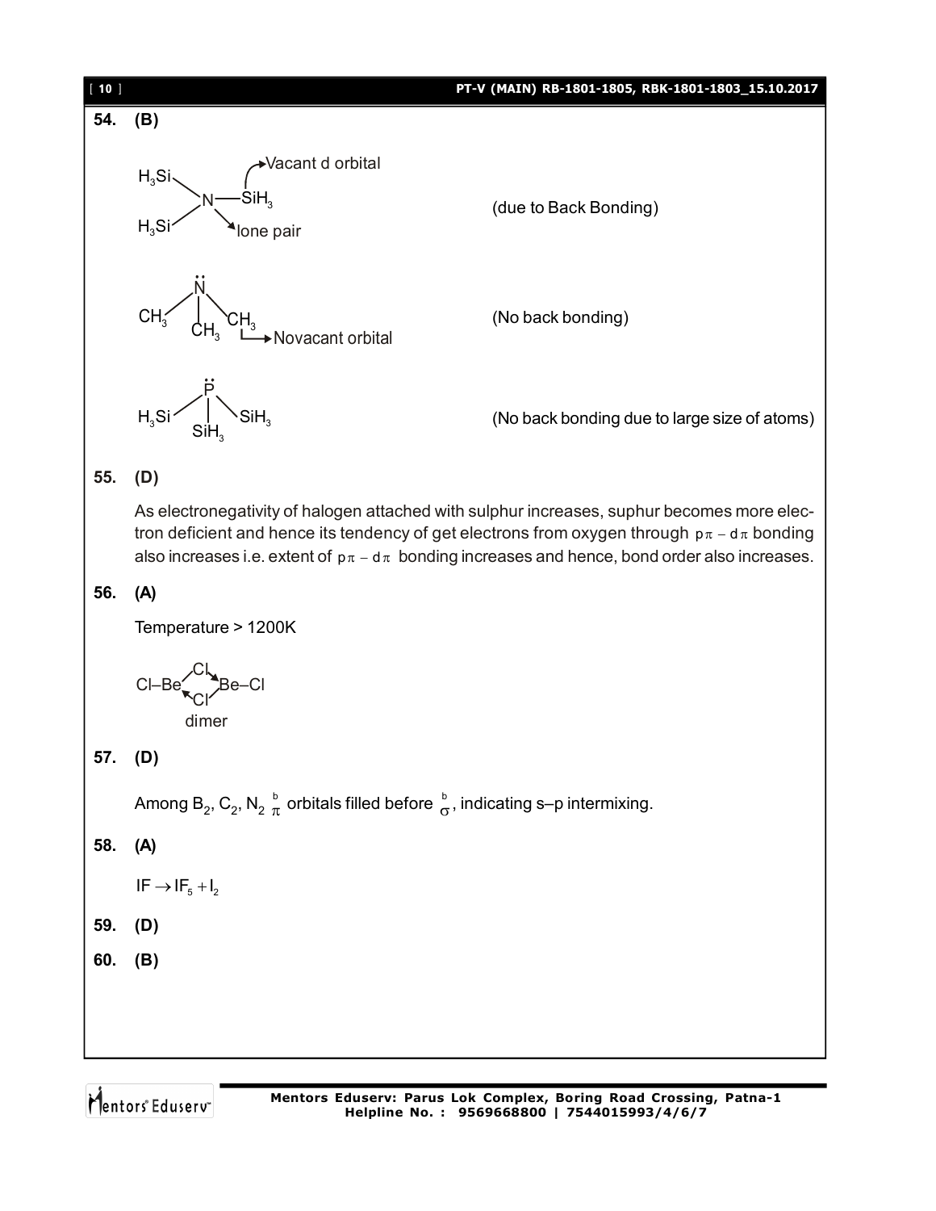**54. (B)**

$N(SiH_3)_3$ — Vacant d orbital (on $SiH_3$), lone pair (on N) (due to Back Bonding)

$N(CH_3)_3$ — Novacant orbital (No back bonding)

$P(SiH_3)_3$ (No back bonding due to large size of atoms)

**55. (D)**

As electronegativity of halogen attached with sulphur increases, suphur becomes more electron deficient and hence its tendency of get electrons from oxygen through $p\pi - d\pi$ bonding also increases i.e. extent of $p\pi - d\pi$ bonding increases and hence, bond order also increases.

**56. (A)**

Temperature > 1200K

Cl–Be(μ-Cl)$_2$Be–Cl

dimer

**57. (D)**

Among $B_2$, $C_2$, $N_2$ $\pi^b$ orbitals filled before $\sigma^b$, indicating s–p intermixing.

**58. (A)**

$IF \rightarrow IF_5 + I_2$

**59. (D)**

**60. (B)**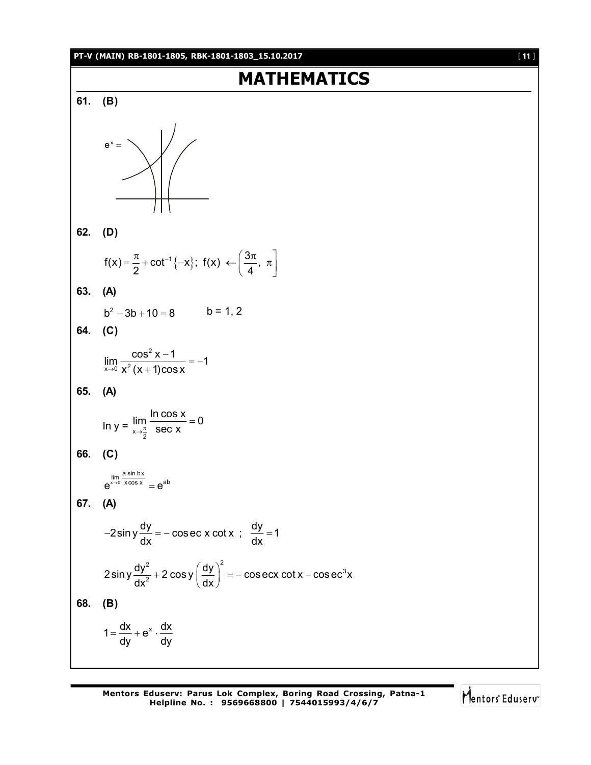# MATHEMATICS

**61. (B)**

$e^x =$

**62. (D)**

$$f(x)=\frac{\pi}{2}+\cot^{-1}\{-x\};\ f(x) \leftarrow \left(\frac{3\pi}{4},\ \pi\right]$$

**63. (A)**

$$b^2-3b+10=8 \qquad b = 1, 2$$

**64. (C)**

$$\lim_{x\to 0}\frac{\cos^2 x-1}{x^2(x+1)\cos x}=-1$$

**65. (A)**

$$\ln y = \lim_{x\to\frac{\pi}{2}}\frac{\ln \cos x}{\sec x}=0$$

**66. (C)**

$$e^{\lim_{x\to 0}\frac{a\sin bx}{x\cos x}}=e^{ab}$$

**67. (A)**

$$-2\sin y\frac{dy}{dx}=-\operatorname{cosec} x\cot x\ ;\ \ \frac{dy}{dx}=1$$

$$2\sin y\frac{dy^2}{dx^2}+2\cos y\left(\frac{dy}{dx}\right)^2=-\operatorname{cosec}x\cot x-\operatorname{cosec}^3 x$$

**68. (B)**

$$1=\frac{dx}{dy}+e^x\cdot\frac{dx}{dy}$$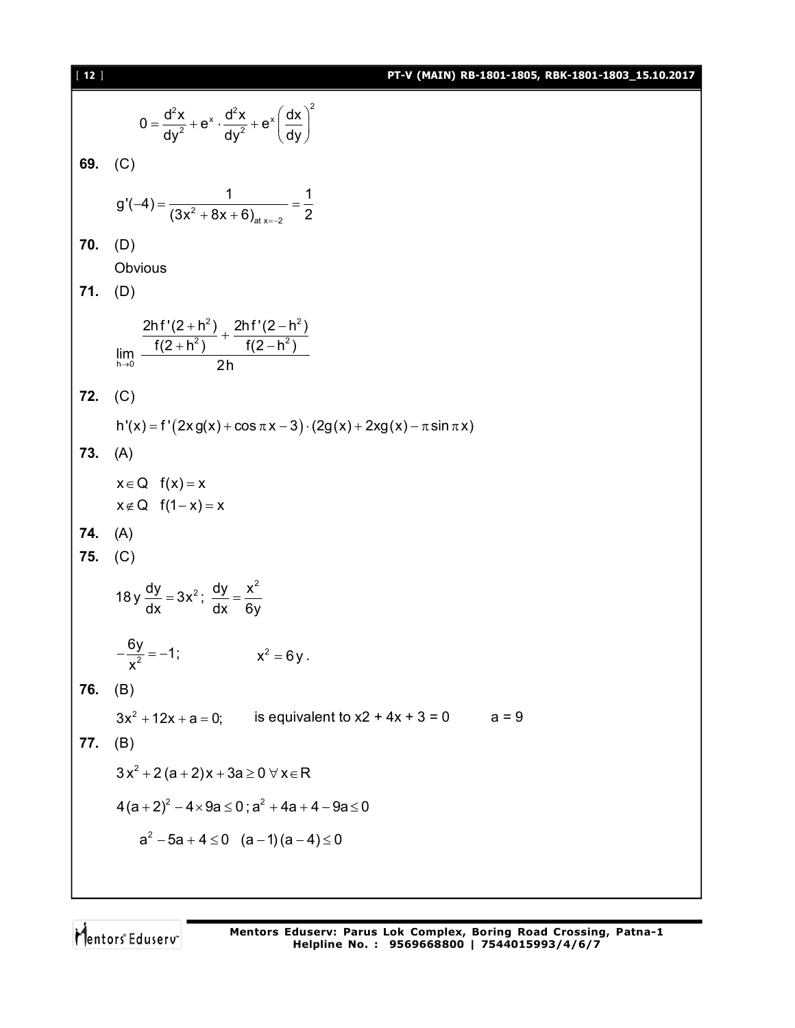$$0 = \frac{d^2x}{dy^2} + e^x \cdot \frac{d^2x}{dy^2} + e^x\left(\frac{dx}{dy}\right)^2$$

**69.** (C)

$$g'(-4) = \frac{1}{(3x^2+8x+6)_{\text{at } x=-2}} = \frac{1}{2}$$

**70.** (D)

Obvious

**71.** (D)

$$\lim_{h\to 0} \frac{\frac{2hf'(2+h^2)}{f(2+h^2)} + \frac{2hf'(2-h^2)}{f(2-h^2)}}{2h}$$

**72.** (C)

$$h'(x) = f'\left(2x\,g(x) + \cos\pi x - 3\right)\cdot(2g(x) + 2xg(x) - \pi\sin\pi x)$$

**73.** (A)

$x \in Q \quad f(x) = x$

$x \notin Q \quad f(1-x) = x$

**74.** (A)

**75.** (C)

$18\,y\frac{dy}{dx} = 3x^2;\ \frac{dy}{dx} = \frac{x^2}{6y}$

$-\frac{6y}{x^2} = -1; \qquad x^2 = 6y.$

**76.** (B)

$3x^2 + 12x + a = 0;$ is equivalent to x2 + 4x + 3 = 0 a = 9

**77.** (B)

$3x^2 + 2(a+2)x + 3a \geq 0\ \forall\, x \in R$

$4(a+2)^2 - 4\times 9a \leq 0;\ a^2 + 4a + 4 - 9a \leq 0$

$a^2 - 5a + 4 \leq 0 \quad (a-1)(a-4) \leq 0$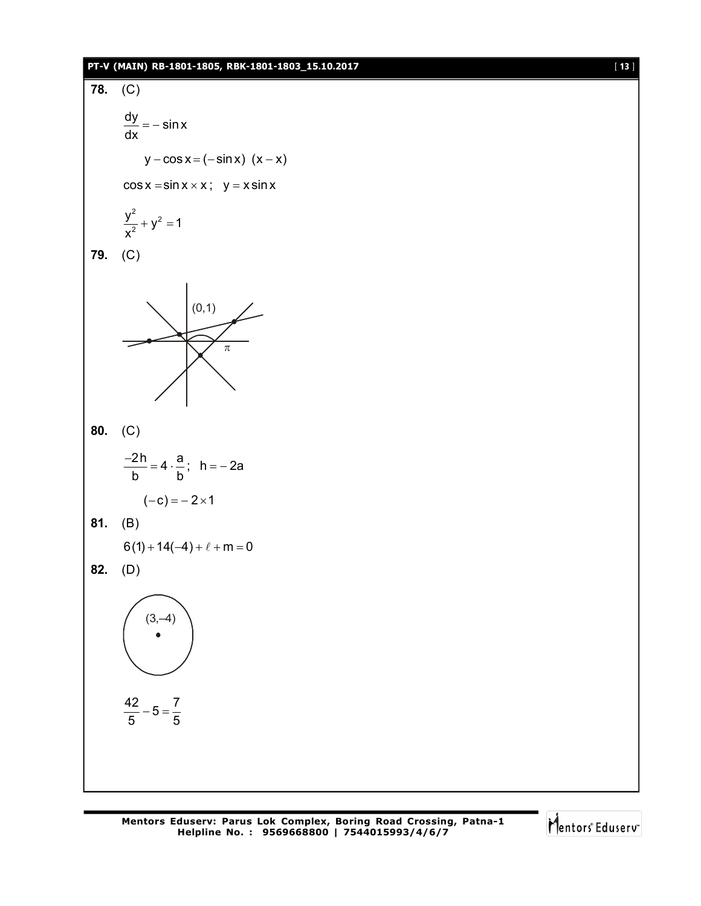**78.** (C)

$$\frac{dy}{dx} = -\sin x$$

$$y - \cos x = (-\sin x)\ (x - x)$$

$$\cos x = \sin x \times x;\quad y = x \sin x$$

$$\frac{y^2}{x^2} + y^2 = 1$$

**79.** (C)

(0,1)

$\pi$

**80.** (C)

$$\frac{-2h}{b} = 4 \cdot \frac{a}{b};\quad h = -2a$$

$$(-c) = -2 \times 1$$

**81.** (B)

$$6(1) + 14(-4) + \ell + m = 0$$

**82.** (D)

(3,–4)

$$\frac{42}{5} - 5 = \frac{7}{5}$$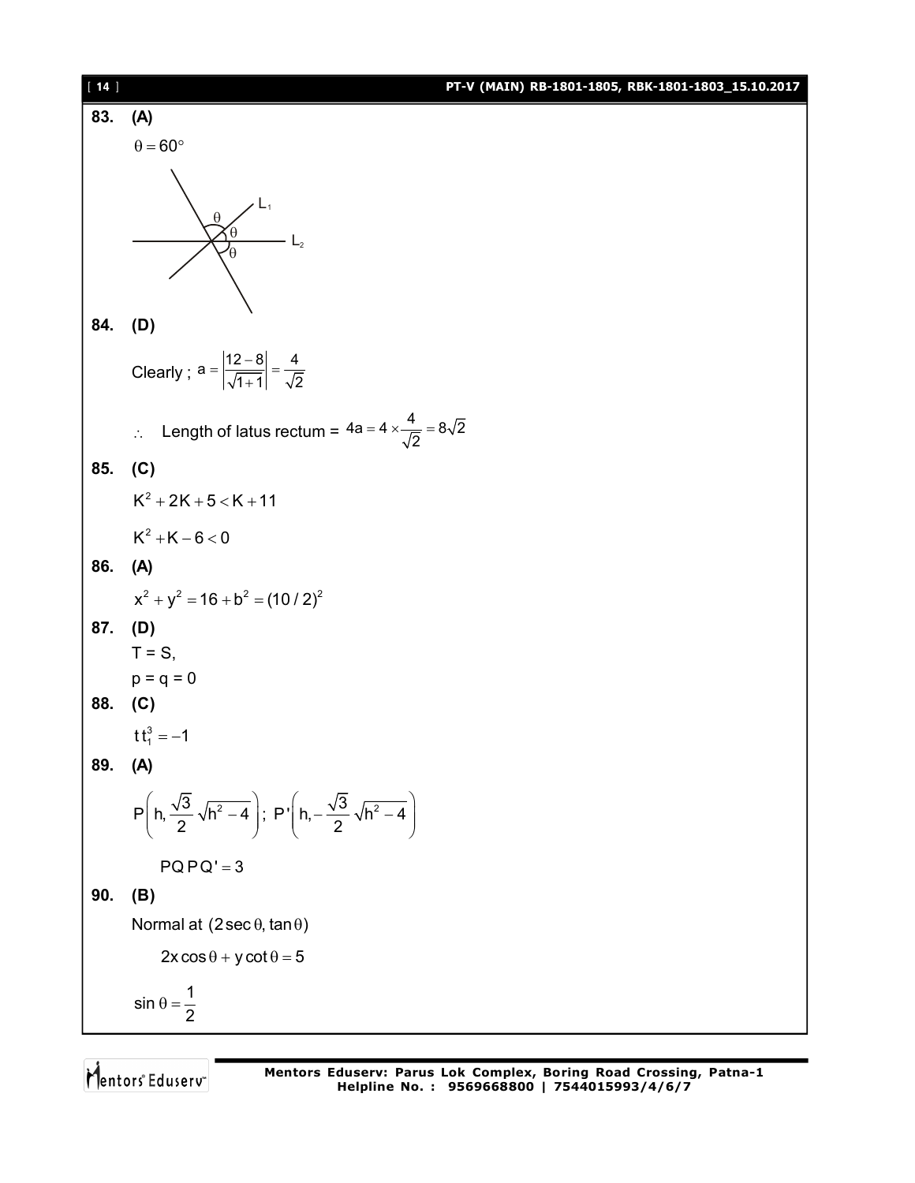**83. (A)**

$\theta = 60°$

θ
θ
θ
$L_1$
$L_2$

**84. (D)**

Clearly ; $a = \left|\frac{12-8}{\sqrt{1+1}}\right| = \frac{4}{\sqrt{2}}$

$\therefore$ Length of latus rectum = $4a = 4 \times \frac{4}{\sqrt{2}} = 8\sqrt{2}$

**85. (C)**

$K^2 + 2K + 5 < K + 11$

$K^2 + K - 6 < 0$

**86. (A)**

$x^2 + y^2 = 16 + b^2 = (10/2)^2$

**87. (D)**

T = S,

p = q = 0

**88. (C)**

$t t_1^3 = -1$

**89. (A)**

$P\left(h, \frac{\sqrt{3}}{2}\sqrt{h^2-4}\right)$; $P'\left(h, -\frac{\sqrt{3}}{2}\sqrt{h^2-4}\right)$

$PQ\,PQ' = 3$

**90. (B)**

Normal at $(2\sec\theta, \tan\theta)$

$2x\cos\theta + y\cot\theta = 5$

$\sin\theta = \frac{1}{2}$